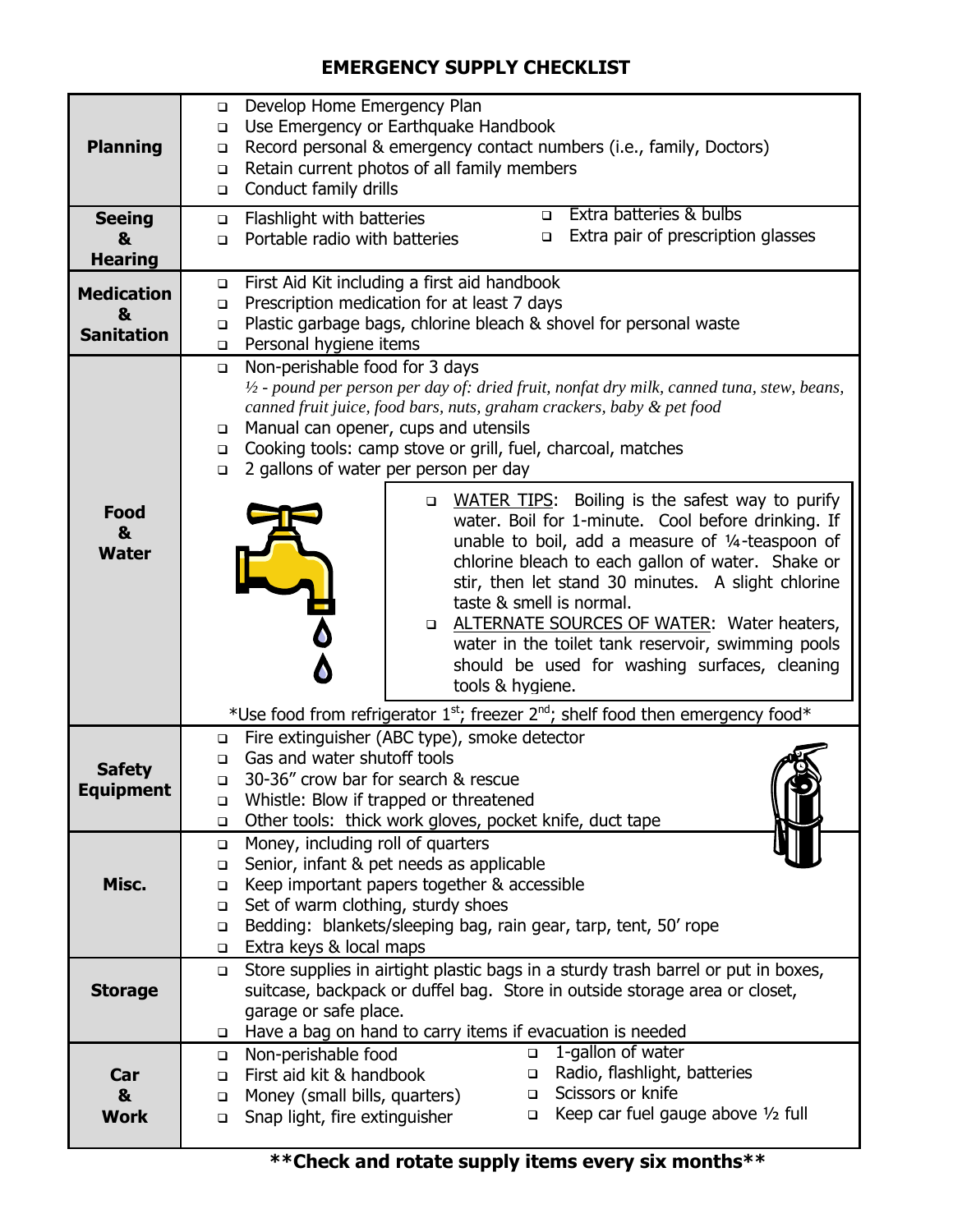# EMERGENCY SUPPLY CHECKLIST

| | |
|---|---|
| **Planning** | ❑ Develop Home Emergency Plan<br>❑ Use Emergency or Earthquake Handbook<br>❑ Record personal & emergency contact numbers (i.e., family, Doctors)<br>❑ Retain current photos of all family members<br>❑ Conduct family drills |
| **Seeing & Hearing** | ❑ Flashlight with batteries<br>❑ Portable radio with batteries<br>❑ Extra batteries & bulbs<br>❑ Extra pair of prescription glasses |
| **Medication & Sanitation** | ❑ First Aid Kit including a first aid handbook<br>❑ Prescription medication for at least 7 days<br>❑ Plastic garbage bags, chlorine bleach & shovel for personal waste<br>❑ Personal hygiene items |
| **Food & Water** | ❑ Non-perishable food for 3 days<br>*½ - pound per person per day of: dried fruit, nonfat dry milk, canned tuna, stew, beans, canned fruit juice, food bars, nuts, graham crackers, baby & pet food*<br>❑ Manual can opener, cups and utensils<br>❑ Cooking tools: camp stove or grill, fuel, charcoal, matches<br>❑ 2 gallons of water per person per day<br>❑ WATER TIPS: Boiling is the safest way to purify water. Boil for 1-minute. Cool before drinking. If unable to boil, add a measure of ¼-teaspoon of chlorine bleach to each gallon of water. Shake or stir, then let stand 30 minutes. A slight chlorine taste & smell is normal.<br>❑ ALTERNATE SOURCES OF WATER: Water heaters, water in the toilet tank reservoir, swimming pools should be used for washing surfaces, cleaning tools & hygiene.<br>*Use food from refrigerator 1st; freezer 2nd; shelf food then emergency food* |
| **Safety Equipment** | ❑ Fire extinguisher (ABC type), smoke detector<br>❑ Gas and water shutoff tools<br>❑ 30-36" crow bar for search & rescue<br>❑ Whistle: Blow if trapped or threatened<br>❑ Other tools: thick work gloves, pocket knife, duct tape |
| **Misc.** | ❑ Money, including roll of quarters<br>❑ Senior, infant & pet needs as applicable<br>❑ Keep important papers together & accessible<br>❑ Set of warm clothing, sturdy shoes<br>❑ Bedding: blankets/sleeping bag, rain gear, tarp, tent, 50' rope<br>❑ Extra keys & local maps |
| **Storage** | ❑ Store supplies in airtight plastic bags in a sturdy trash barrel or put in boxes, suitcase, backpack or duffel bag. Store in outside storage area or closet, garage or safe place.<br>❑ Have a bag on hand to carry items if evacuation is needed |
| **Car & Work** | ❑ Non-perishable food<br>❑ First aid kit & handbook<br>❑ Money (small bills, quarters)<br>❑ Snap light, fire extinguisher<br>❑ 1-gallon of water<br>❑ Radio, flashlight, batteries<br>❑ Scissors or knife<br>❑ Keep car fuel gauge above ½ full |

**Check and rotate supply items every six months**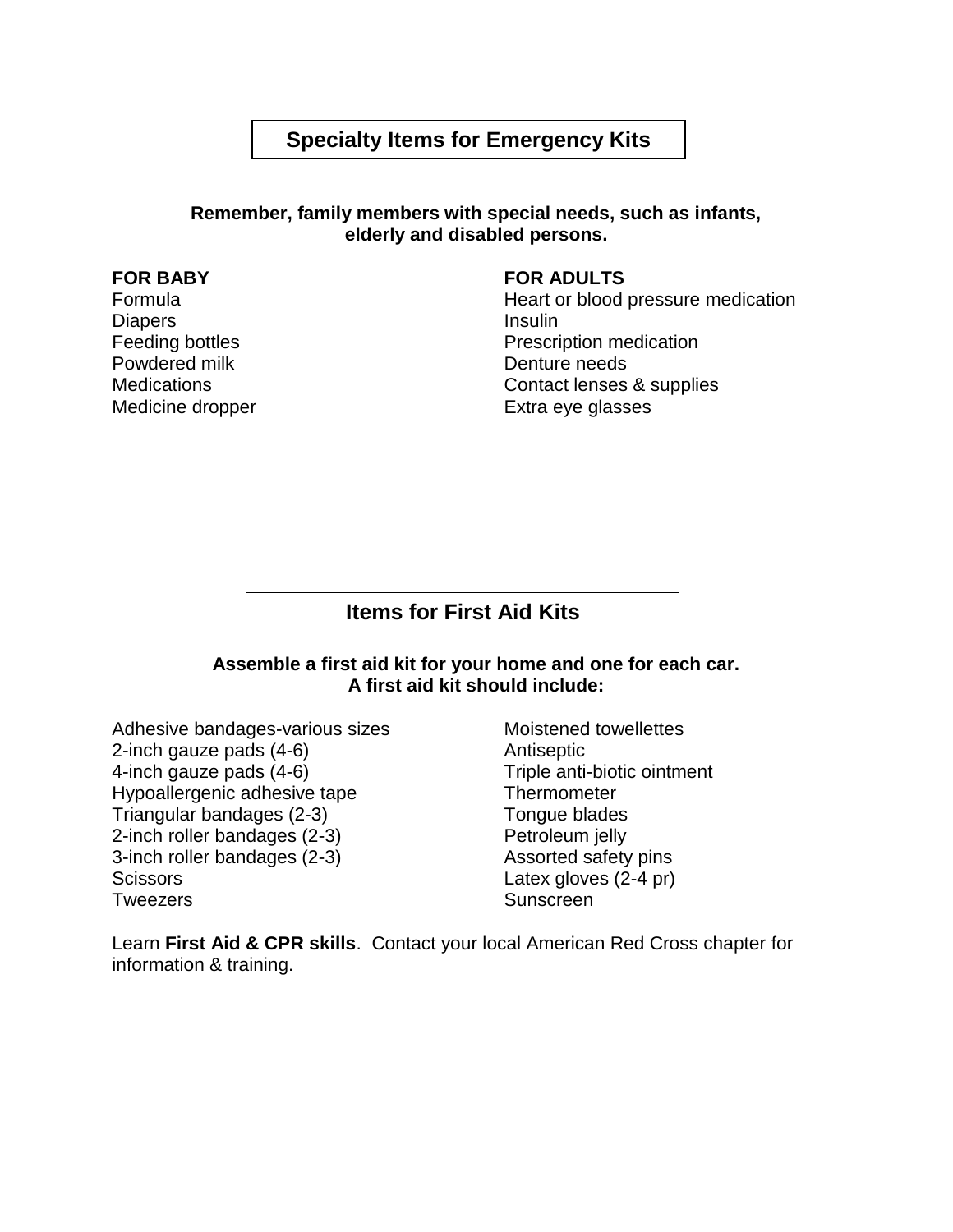## Specialty Items for Emergency Kits

**Remember, family members with special needs, such as infants, elderly and disabled persons.**

**FOR BABY**

Formula
Diapers
Feeding bottles
Powdered milk
Medications
Medicine dropper

**FOR ADULTS**

Heart or blood pressure medication
Insulin
Prescription medication
Denture needs
Contact lenses & supplies
Extra eye glasses

## Items for First Aid Kits

**Assemble a first aid kit for your home and one for each car.
A first aid kit should include:**

Adhesive bandages-various sizes
2-inch gauze pads (4-6)
4-inch gauze pads (4-6)
Hypoallergenic adhesive tape
Triangular bandages (2-3)
2-inch roller bandages (2-3)
3-inch roller bandages (2-3)
Scissors
Tweezers
Moistened towellettes
Antiseptic
Triple anti-biotic ointment
Thermometer
Tongue blades
Petroleum jelly
Assorted safety pins
Latex gloves (2-4 pr)
Sunscreen

Learn **First Aid & CPR skills**. Contact your local American Red Cross chapter for information & training.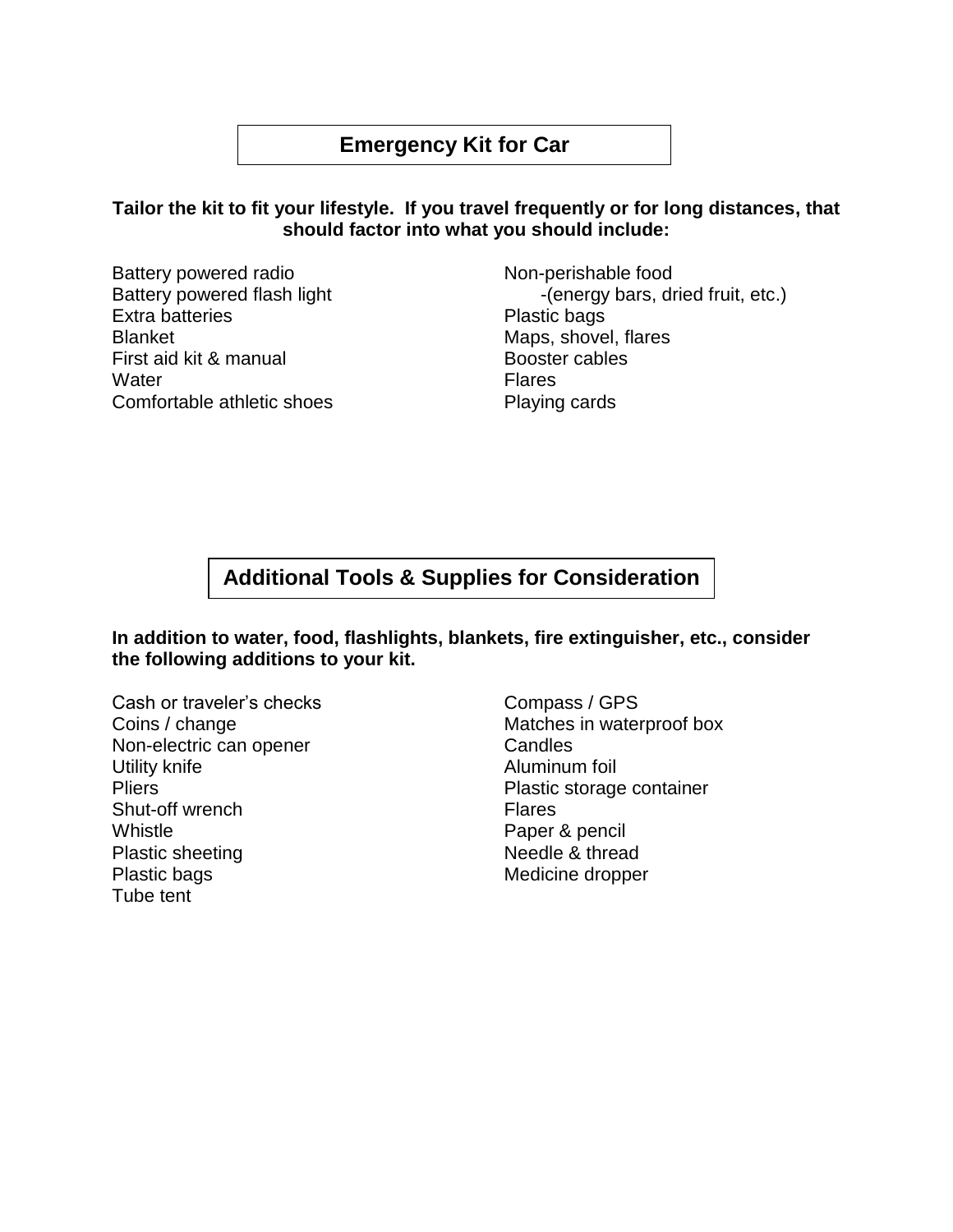## Emergency Kit for Car

**Tailor the kit to fit your lifestyle. If you travel frequently or for long distances, that should factor into what you should include:**

Battery powered radio
Battery powered flash light
Extra batteries
Blanket
First aid kit & manual
Water
Comfortable athletic shoes

Non-perishable food
-(energy bars, dried fruit, etc.)
Plastic bags
Maps, shovel, flares
Booster cables
Flares
Playing cards

## Additional Tools & Supplies for Consideration

**In addition to water, food, flashlights, blankets, fire extinguisher, etc., consider the following additions to your kit.**

Cash or traveler's checks
Coins / change
Non-electric can opener
Utility knife
Pliers
Shut-off wrench
Whistle
Plastic sheeting
Plastic bags
Tube tent

Compass / GPS
Matches in waterproof box
Candles
Aluminum foil
Plastic storage container
Flares
Paper & pencil
Needle & thread
Medicine dropper